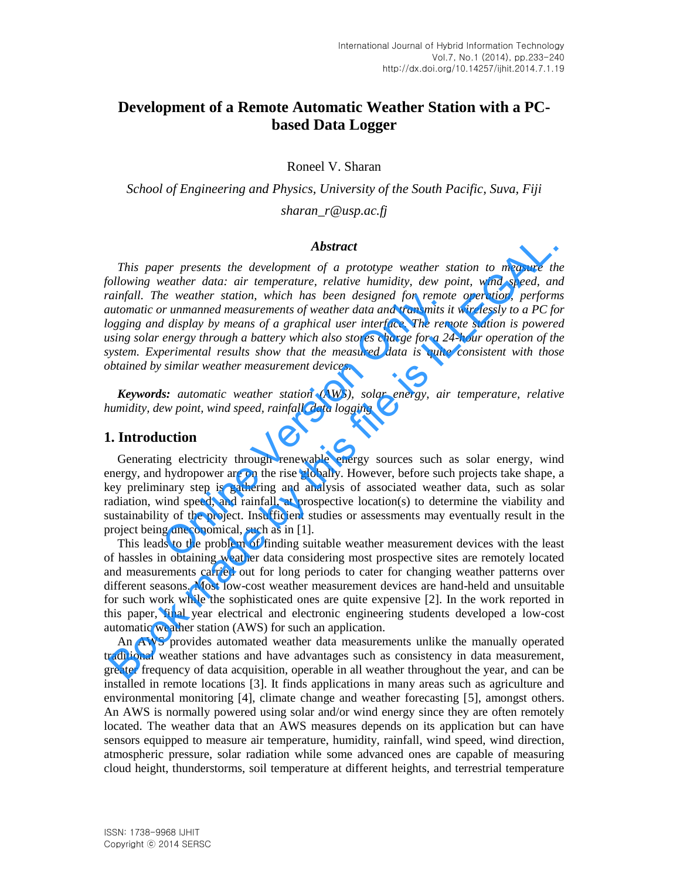# Development of a Remote Automatic Weather Station with a PC-based Data Logger

Roneel V. Sharan

*School of Engineering and Physics, University of the South Pacific, Suva, Fiji*

*sharan_r@usp.ac.fj*

### *Abstract*

*This paper presents the development of a prototype weather station to measure the following weather data: air temperature, relative humidity, dew point, wind speed, and rainfall. The weather station, which has been designed for remote operation, performs automatic or unmanned measurements of weather data and transmits it wirelessly to a PC for logging and display by means of a graphical user interface. The remote station is powered using solar energy through a battery which also stores charge for a 24-hour operation of the system. Experimental results show that the measured data is quite consistent with those obtained by similar weather measurement devices.*

***Keywords:*** *automatic weather station (AWS), solar energy, air temperature, relative humidity, dew point, wind speed, rainfall, data logging*

## 1. Introduction

Generating electricity through renewable energy sources such as solar energy, wind energy, and hydropower are on the rise globally. However, before such projects take shape, a key preliminary step is gathering and analysis of associated weather data, such as solar radiation, wind speed, and rainfall, at prospective location(s) to determine the viability and sustainability of the project. Insufficient studies or assessments may eventually result in the project being uneconomical, such as in [1].

This leads to the problem of finding suitable weather measurement devices with the least of hassles in obtaining weather data considering most prospective sites are remotely located and measurements carried out for long periods to cater for changing weather patterns over different seasons. Most low-cost weather measurement devices are hand-held and unsuitable for such work while the sophisticated ones are quite expensive [2]. In the work reported in this paper, final year electrical and electronic engineering students developed a low-cost automatic weather station (AWS) for such an application.

An AWS provides automated weather data measurements unlike the manually operated traditional weather stations and have advantages such as consistency in data measurement, greater frequency of data acquisition, operable in all weather throughout the year, and can be installed in remote locations [3]. It finds applications in many areas such as agriculture and environmental monitoring [4], climate change and weather forecasting [5], amongst others. An AWS is normally powered using solar and/or wind energy since they are often remotely located. The weather data that an AWS measures depends on its application but can have sensors equipped to measure air temperature, humidity, rainfall, wind speed, wind direction, atmospheric pressure, solar radiation while some advanced ones are capable of measuring cloud height, thunderstorms, soil temperature at different heights, and terrestrial temperature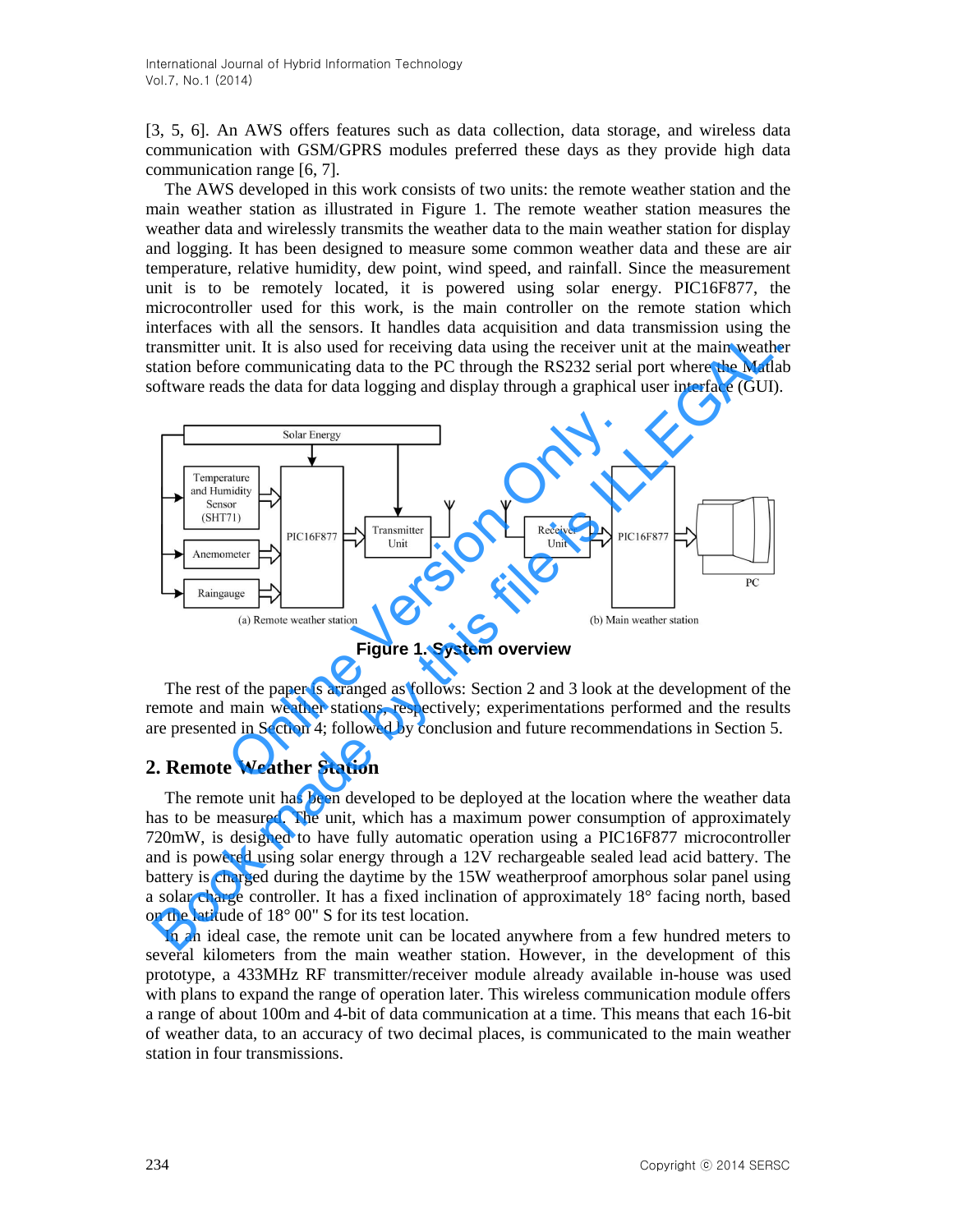[3, 5, 6]. An AWS offers features such as data collection, data storage, and wireless data communication with GSM/GPRS modules preferred these days as they provide high data communication range [6, 7].

The AWS developed in this work consists of two units: the remote weather station and the main weather station as illustrated in Figure 1. The remote weather station measures the weather data and wirelessly transmits the weather data to the main weather station for display and logging. It has been designed to measure some common weather data and these are air temperature, relative humidity, dew point, wind speed, and rainfall. Since the measurement unit is to be remotely located, it is powered using solar energy. PIC16F877, the microcontroller used for this work, is the main controller on the remote station which interfaces with all the sensors. It handles data acquisition and data transmission using the transmitter unit. It is also used for receiving data using the receiver unit at the main weather station before communicating data to the PC through the RS232 serial port where the Matlab software reads the data for data logging and display through a graphical user interface (GUI).

**Figure 1. System overview**

The rest of the paper is arranged as follows: Section 2 and 3 look at the development of the remote and main weather stations, respectively; experimentations performed and the results are presented in Section 4; followed by conclusion and future recommendations in Section 5.

## 2. Remote Weather Station

The remote unit has been developed to be deployed at the location where the weather data has to be measured. The unit, which has a maximum power consumption of approximately 720mW, is designed to have fully automatic operation using a PIC16F877 microcontroller and is powered using solar energy through a 12V rechargeable sealed lead acid battery. The battery is charged during the daytime by the 15W weatherproof amorphous solar panel using a solar charge controller. It has a fixed inclination of approximately 18° facing north, based on the latitude of 18° 00" S for its test location.

In an ideal case, the remote unit can be located anywhere from a few hundred meters to several kilometers from the main weather station. However, in the development of this prototype, a 433MHz RF transmitter/receiver module already available in-house was used with plans to expand the range of operation later. This wireless communication module offers a range of about 100m and 4-bit of data communication at a time. This means that each 16-bit of weather data, to an accuracy of two decimal places, is communicated to the main weather station in four transmissions.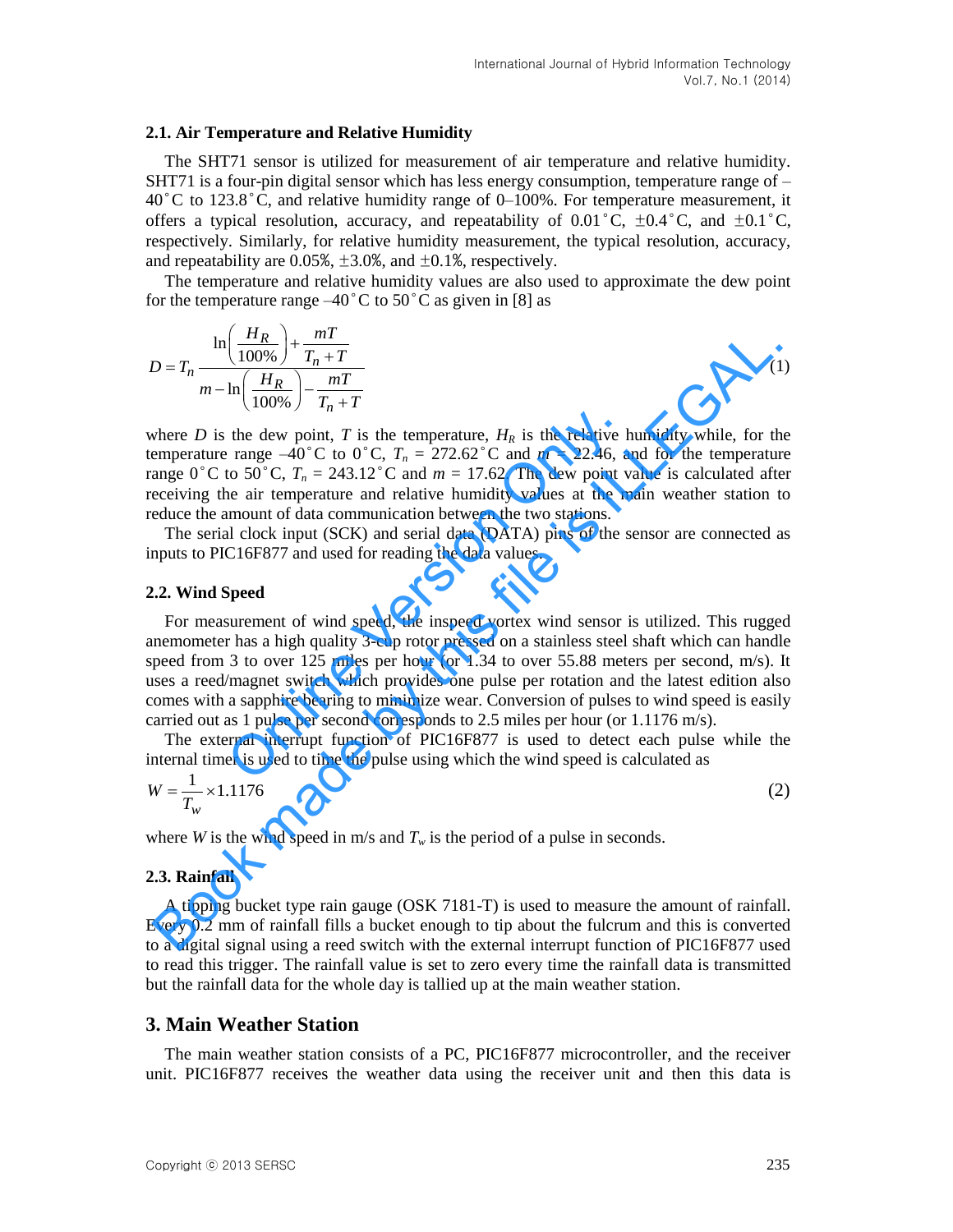### 2.1. Air Temperature and Relative Humidity

The SHT71 sensor is utilized for measurement of air temperature and relative humidity. SHT71 is a four-pin digital sensor which has less energy consumption, temperature range of –40˚C to 123.8˚C, and relative humidity range of 0–100%. For temperature measurement, it offers a typical resolution, accuracy, and repeatability of 0.01˚C, ±0.4˚C, and ±0.1˚C, respectively. Similarly, for relative humidity measurement, the typical resolution, accuracy, and repeatability are 0.05%, ±3.0%, and ±0.1%, respectively.

The temperature and relative humidity values are also used to approximate the dew point for the temperature range –40˚C to 50˚C as given in [8] as

$$D = T_n \frac{\ln\left(\frac{H_R}{100\%}\right) + \frac{mT}{T_n + T}}{m - \ln\left(\frac{H_R}{100\%}\right) - \frac{mT}{T_n + T}} \tag{1}$$

where $D$ is the dew point, $T$ is the temperature, $H_R$ is the relative humidity while, for the temperature range –40˚C to 0˚C, $T_n$ = 272.62˚C and $m$ = 22.46, and for the temperature range 0˚C to 50˚C, $T_n$ = 243.12˚C and $m$ = 17.62. The dew point value is calculated after receiving the air temperature and relative humidity values at the main weather station to reduce the amount of data communication between the two stations.

The serial clock input (SCK) and serial data (DATA) pins of the sensor are connected as inputs to PIC16F877 and used for reading the data values.

### 2.2. Wind Speed

For measurement of wind speed, the inspeed vortex wind sensor is utilized. This rugged anemometer has a high quality 3-cup rotor pressed on a stainless steel shaft which can handle speed from 3 to over 125 miles per hour (or 1.34 to over 55.88 meters per second, m/s). It uses a reed/magnet switch which provides one pulse per rotation and the latest edition also comes with a sapphire bearing to minimize wear. Conversion of pulses to wind speed is easily carried out as 1 pulse per second corresponds to 2.5 miles per hour (or 1.1176 m/s).

The external interrupt function of PIC16F877 is used to detect each pulse while the internal timer is used to time the pulse using which the wind speed is calculated as

$$W = \frac{1}{T_w} \times 1.1176 \tag{2}$$

where $W$ is the wind speed in m/s and $T_w$ is the period of a pulse in seconds.

### 2.3. Rainfall

A tipping bucket type rain gauge (OSK 7181-T) is used to measure the amount of rainfall. Every 0.2 mm of rainfall fills a bucket enough to tip about the fulcrum and this is converted to a digital signal using a reed switch with the external interrupt function of PIC16F877 used to read this trigger. The rainfall value is set to zero every time the rainfall data is transmitted but the rainfall data for the whole day is tallied up at the main weather station.

## 3. Main Weather Station

The main weather station consists of a PC, PIC16F877 microcontroller, and the receiver unit. PIC16F877 receives the weather data using the receiver unit and then this data is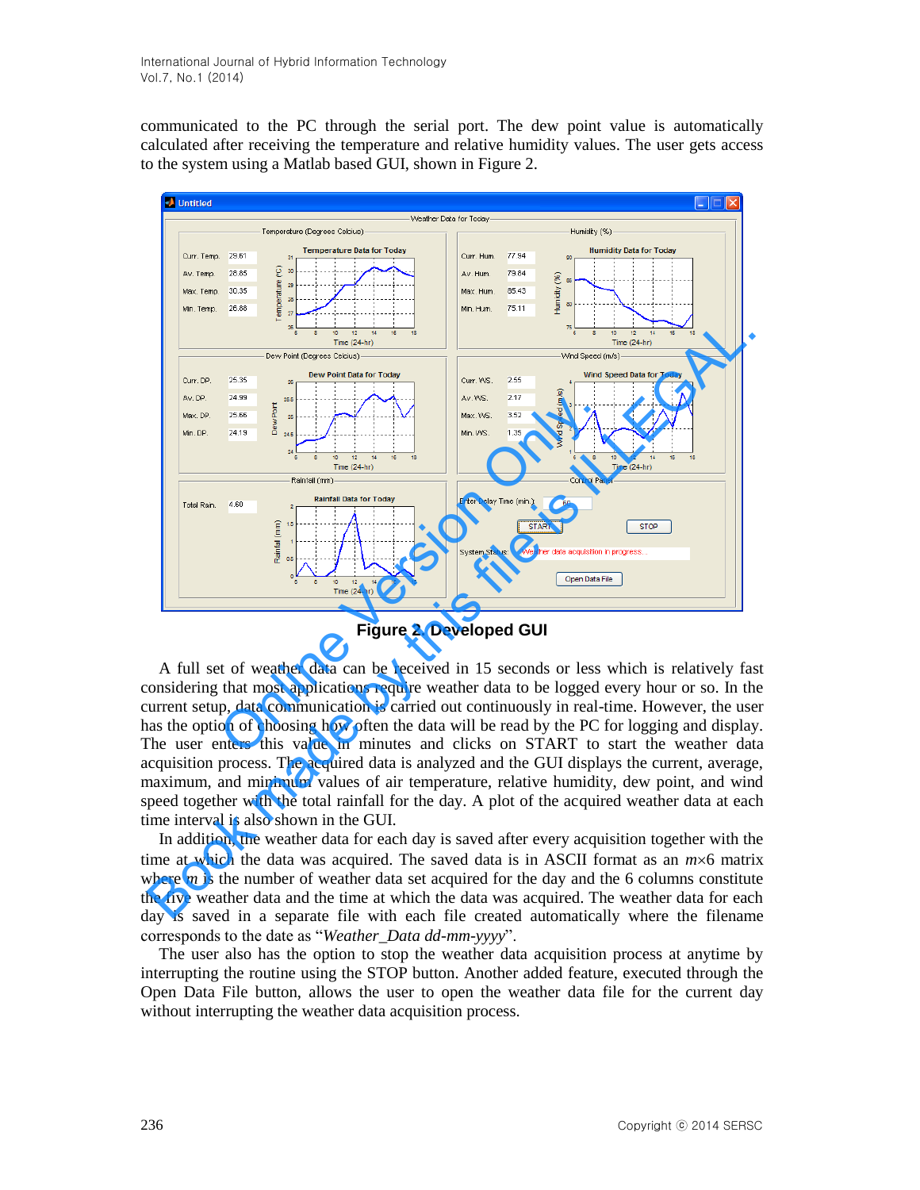communicated to the PC through the serial port. The dew point value is automatically calculated after receiving the temperature and relative humidity values. The user gets access to the system using a Matlab based GUI, shown in Figure 2.

**Figure 2. Developed GUI**

A full set of weather data can be received in 15 seconds or less which is relatively fast considering that most applications require weather data to be logged every hour or so. In the current setup, data communication is carried out continuously in real-time. However, the user has the option of choosing how often the data will be read by the PC for logging and display. The user enters this value in minutes and clicks on START to start the weather data acquisition process. The acquired data is analyzed and the GUI displays the current, average, maximum, and minimum values of air temperature, relative humidity, dew point, and wind speed together with the total rainfall for the day. A plot of the acquired weather data at each time interval is also shown in the GUI.

In addition, the weather data for each day is saved after every acquisition together with the time at which the data was acquired. The saved data is in ASCII format as an $m \times 6$ matrix where $m$ is the number of weather data set acquired for the day and the 6 columns constitute the five weather data and the time at which the data was acquired. The weather data for each day is saved in a separate file with each file created automatically where the filename corresponds to the date as "*Weather_Data dd-mm-yyyy*".

The user also has the option to stop the weather data acquisition process at anytime by interrupting the routine using the STOP button. Another added feature, executed through the Open Data File button, allows the user to open the weather data file for the current day without interrupting the weather data acquisition process.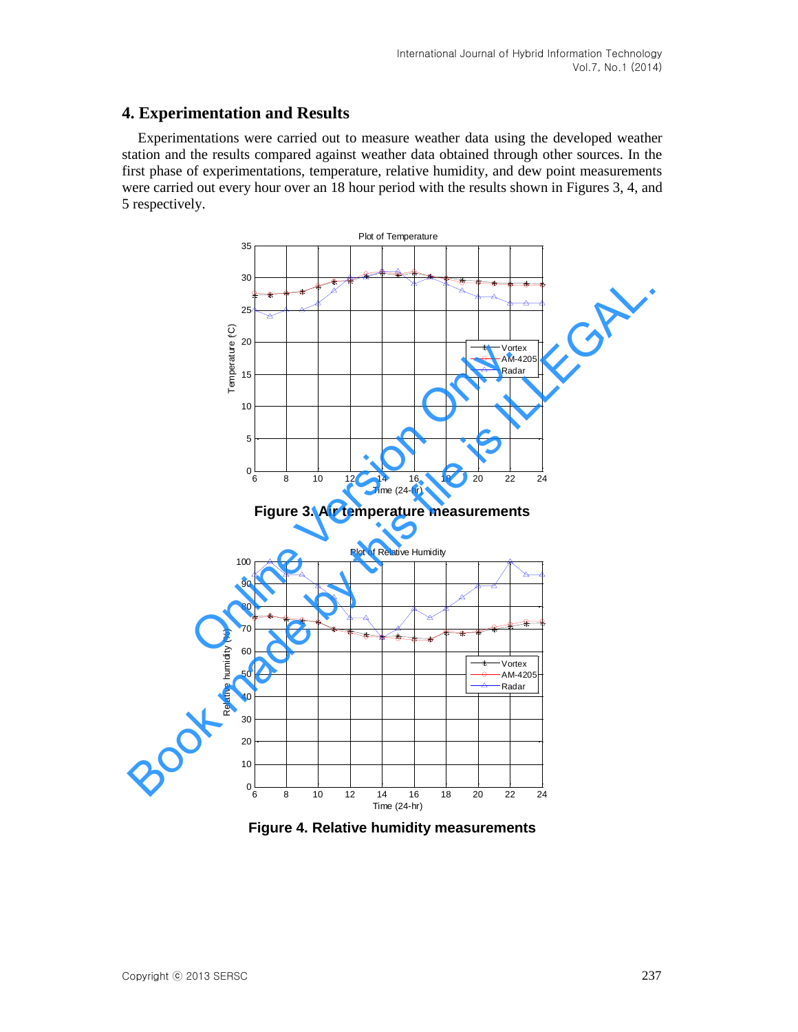## 4. Experimentation and Results

Experimentations were carried out to measure weather data using the developed weather station and the results compared against weather data obtained through other sources. In the first phase of experimentations, temperature, relative humidity, and dew point measurements were carried out every hour over an 18 hour period with the results shown in Figures 3, 4, and 5 respectively.

**Figure 3. Air temperature measurements**

**Figure 4. Relative humidity measurements**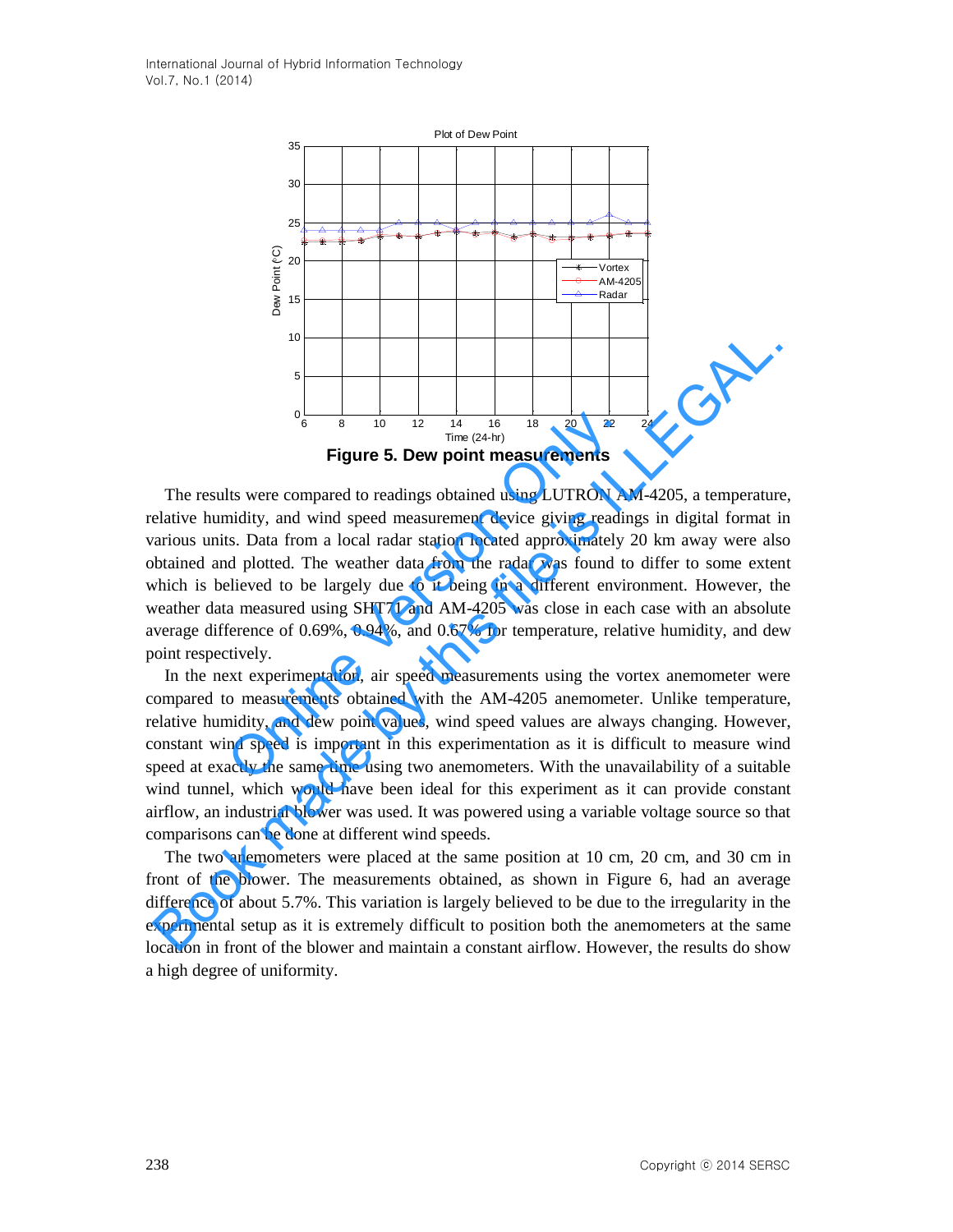**Figure 5. Dew point measurements**

The results were compared to readings obtained using LUTRON AM-4205, a temperature, relative humidity, and wind speed measurement device giving readings in digital format in various units. Data from a local radar station located approximately 20 km away were also obtained and plotted. The weather data from the radar was found to differ to some extent which is believed to be largely due to it being in a different environment. However, the weather data measured using SHT71 and AM-4205 was close in each case with an absolute average difference of 0.69%, 0.94%, and 0.67% for temperature, relative humidity, and dew point respectively.

In the next experimentation, air speed measurements using the vortex anemometer were compared to measurements obtained with the AM-4205 anemometer. Unlike temperature, relative humidity, and dew point values, wind speed values are always changing. However, constant wind speed is important in this experimentation as it is difficult to measure wind speed at exactly the same time using two anemometers. With the unavailability of a suitable wind tunnel, which would have been ideal for this experiment as it can provide constant airflow, an industrial blower was used. It was powered using a variable voltage source so that comparisons can be done at different wind speeds.

The two anemometers were placed at the same position at 10 cm, 20 cm, and 30 cm in front of the blower. The measurements obtained, as shown in Figure 6, had an average difference of about 5.7%. This variation is largely believed to be due to the irregularity in the experimental setup as it is extremely difficult to position both the anemometers at the same location in front of the blower and maintain a constant airflow. However, the results do show a high degree of uniformity.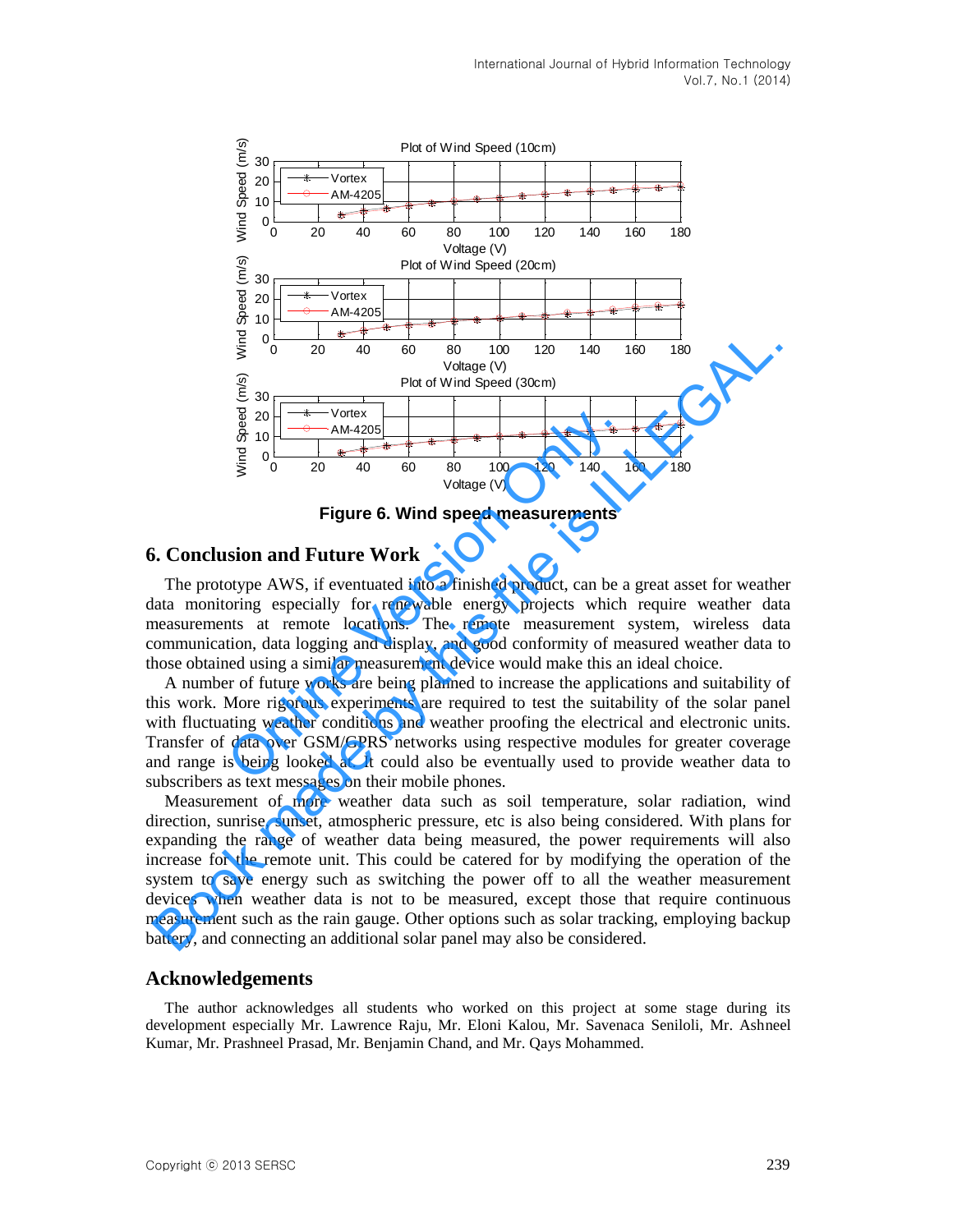Figure 6. Wind speed measurements

## 6. Conclusion and Future Work

The prototype AWS, if eventuated into a finished product, can be a great asset for weather data monitoring especially for renewable energy projects which require weather data measurements at remote locations. The remote measurement system, wireless data communication, data logging and display, and good conformity of measured weather data to those obtained using a similar measurement device would make this an ideal choice.

A number of future works are being planned to increase the applications and suitability of this work. More rigorous experiments are required to test the suitability of the solar panel with fluctuating weather conditions and weather proofing the electrical and electronic units. Transfer of data over GSM/GPRS networks using respective modules for greater coverage and range is being looked at. It could also be eventually used to provide weather data to subscribers as text messages on their mobile phones.

Measurement of more weather data such as soil temperature, solar radiation, wind direction, sunrise, sunset, atmospheric pressure, etc is also being considered. With plans for expanding the range of weather data being measured, the power requirements will also increase for the remote unit. This could be catered for by modifying the operation of the system to save energy such as switching the power off to all the weather measurement devices when weather data is not to be measured, except those that require continuous measurement such as the rain gauge. Other options such as solar tracking, employing backup battery, and connecting an additional solar panel may also be considered.

## Acknowledgements

The author acknowledges all students who worked on this project at some stage during its development especially Mr. Lawrence Raju, Mr. Eloni Kalou, Mr. Savenaca Seniloli, Mr. Ashneel Kumar, Mr. Prashneel Prasad, Mr. Benjamin Chand, and Mr. Qays Mohammed.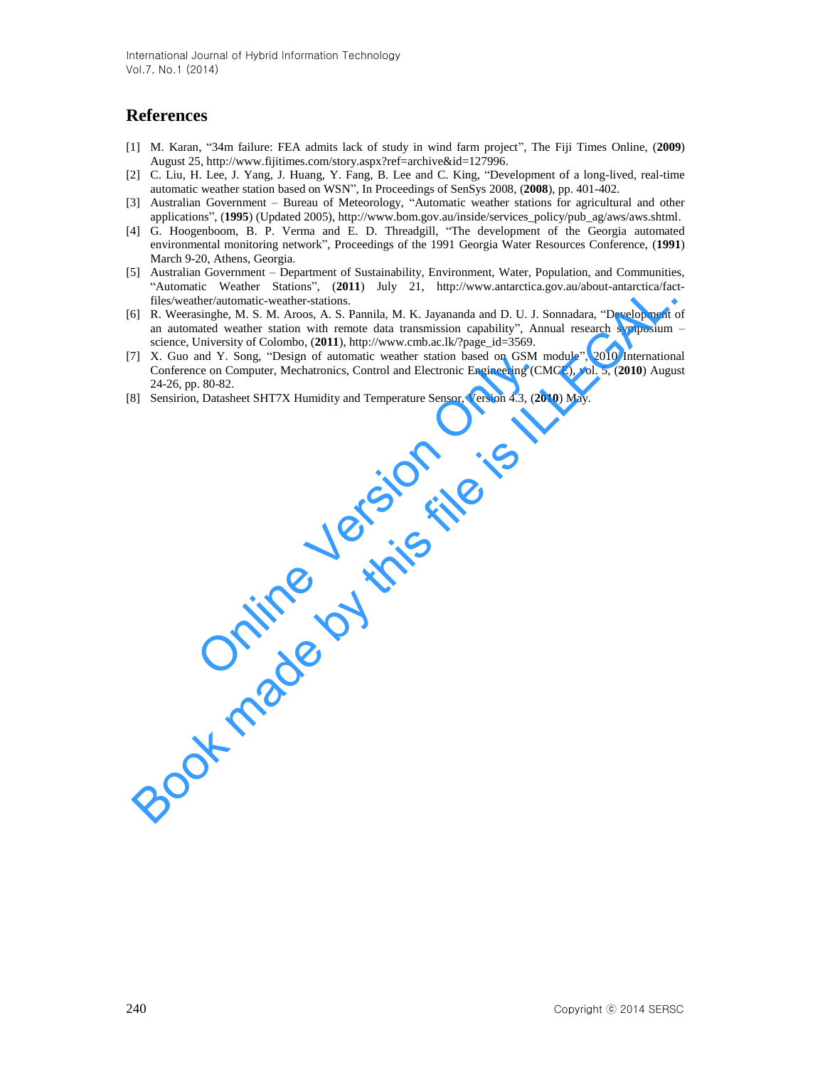## References

[1] M. Karan, "34m failure: FEA admits lack of study in wind farm project", The Fiji Times Online, (**2009**) August 25, http://www.fijitimes.com/story.aspx?ref=archive&id=127996.

[2] C. Liu, H. Lee, J. Yang, J. Huang, Y. Fang, B. Lee and C. King, "Development of a long-lived, real-time automatic weather station based on WSN", In Proceedings of SenSys 2008, (**2008**), pp. 401-402.

[3] Australian Government – Bureau of Meteorology, "Automatic weather stations for agricultural and other applications", (**1995**) (Updated 2005), http://www.bom.gov.au/inside/services_policy/pub_ag/aws/aws.shtml.

[4] G. Hoogenboom, B. P. Verma and E. D. Threadgill, "The development of the Georgia automated environmental monitoring network", Proceedings of the 1991 Georgia Water Resources Conference, (**1991**) March 9-20, Athens, Georgia.

[5] Australian Government – Department of Sustainability, Environment, Water, Population, and Communities, "Automatic Weather Stations", (**2011**) July 21, http://www.antarctica.gov.au/about-antarctica/fact-files/weather/automatic-weather-stations.

[6] R. Weerasinghe, M. S. M. Aroos, A. S. Pannila, M. K. Jayananda and D. U. J. Sonnadara, "Development of an automated weather station with remote data transmission capability", Annual research symposium – science, University of Colombo, (**2011**), http://www.cmb.ac.lk/?page_id=3569.

[7] X. Guo and Y. Song, "Design of automatic weather station based on GSM module", 2010 International Conference on Computer, Mechatronics, Control and Electronic Engineering (CMCE), vol. 5, (**2010**) August 24-26, pp. 80-82.

[8] Sensirion, Datasheet SHT7X Humidity and Temperature Sensor, Version 4.3, (**2010**) May.